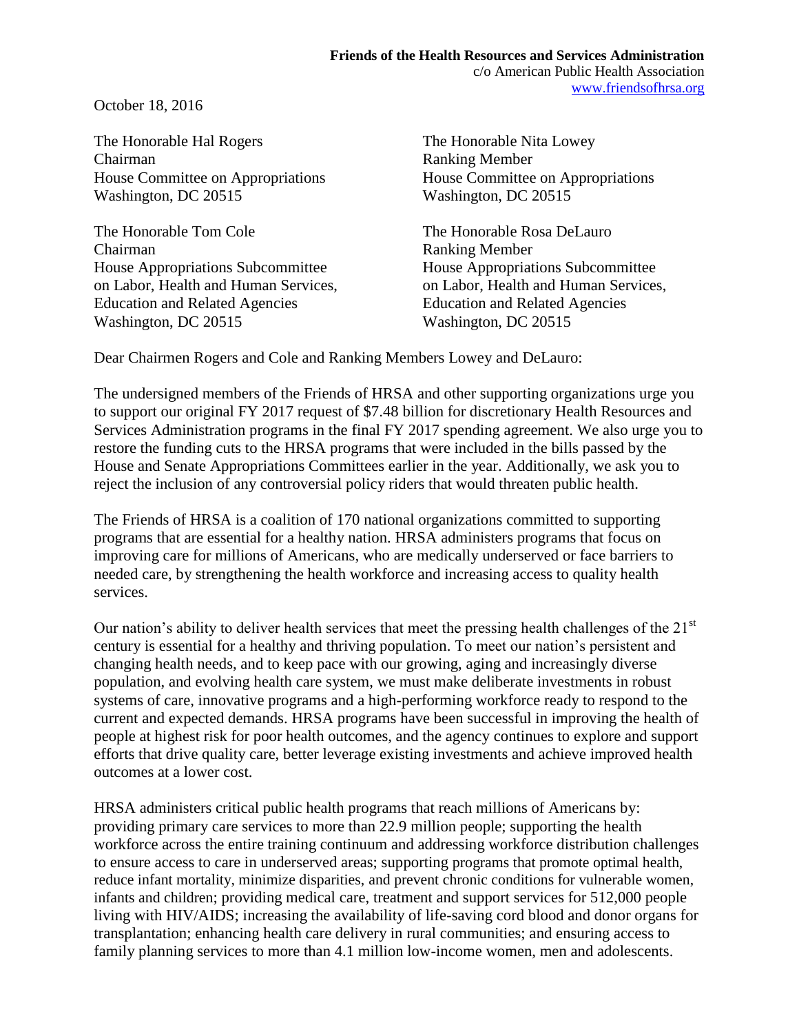**Friends of the Health Resources and Services Administration**
c/o American Public Health Association
www.friendsofhrsa.org

October 18, 2016

The Honorable Hal Rogers
Chairman
House Committee on Appropriations
Washington, DC 20515

The Honorable Nita Lowey
Ranking Member
House Committee on Appropriations
Washington, DC 20515

The Honorable Tom Cole
Chairman
House Appropriations Subcommittee
on Labor, Health and Human Services,
Education and Related Agencies
Washington, DC 20515

The Honorable Rosa DeLauro
Ranking Member
House Appropriations Subcommittee
on Labor, Health and Human Services,
Education and Related Agencies
Washington, DC 20515

Dear Chairmen Rogers and Cole and Ranking Members Lowey and DeLauro:

The undersigned members of the Friends of HRSA and other supporting organizations urge you to support our original FY 2017 request of $7.48 billion for discretionary Health Resources and Services Administration programs in the final FY 2017 spending agreement. We also urge you to restore the funding cuts to the HRSA programs that were included in the bills passed by the House and Senate Appropriations Committees earlier in the year. Additionally, we ask you to reject the inclusion of any controversial policy riders that would threaten public health.

The Friends of HRSA is a coalition of 170 national organizations committed to supporting programs that are essential for a healthy nation. HRSA administers programs that focus on improving care for millions of Americans, who are medically underserved or face barriers to needed care, by strengthening the health workforce and increasing access to quality health services.

Our nation's ability to deliver health services that meet the pressing health challenges of the 21st century is essential for a healthy and thriving population. To meet our nation's persistent and changing health needs, and to keep pace with our growing, aging and increasingly diverse population, and evolving health care system, we must make deliberate investments in robust systems of care, innovative programs and a high-performing workforce ready to respond to the current and expected demands. HRSA programs have been successful in improving the health of people at highest risk for poor health outcomes, and the agency continues to explore and support efforts that drive quality care, better leverage existing investments and achieve improved health outcomes at a lower cost.

HRSA administers critical public health programs that reach millions of Americans by: providing primary care services to more than 22.9 million people; supporting the health workforce across the entire training continuum and addressing workforce distribution challenges to ensure access to care in underserved areas; supporting programs that promote optimal health, reduce infant mortality, minimize disparities, and prevent chronic conditions for vulnerable women, infants and children; providing medical care, treatment and support services for 512,000 people living with HIV/AIDS; increasing the availability of life-saving cord blood and donor organs for transplantation; enhancing health care delivery in rural communities; and ensuring access to family planning services to more than 4.1 million low-income women, men and adolescents.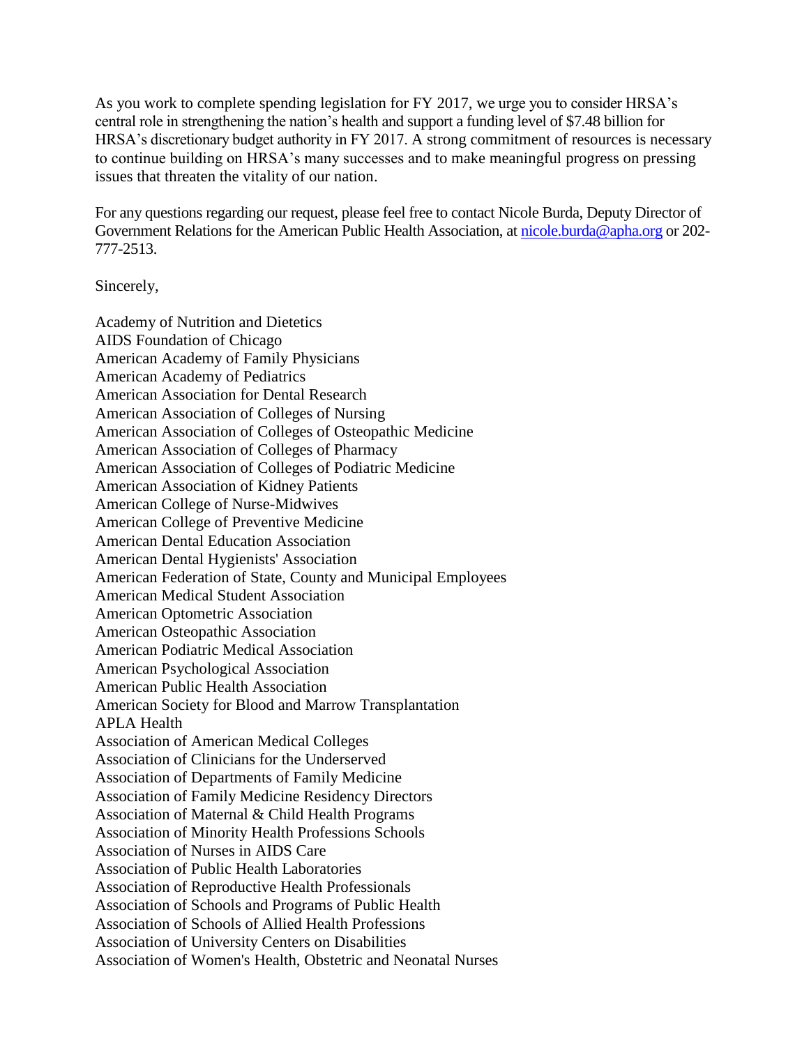As you work to complete spending legislation for FY 2017, we urge you to consider HRSA's central role in strengthening the nation's health and support a funding level of $7.48 billion for HRSA's discretionary budget authority in FY 2017. A strong commitment of resources is necessary to continue building on HRSA's many successes and to make meaningful progress on pressing issues that threaten the vitality of our nation.

For any questions regarding our request, please feel free to contact Nicole Burda, Deputy Director of Government Relations for the American Public Health Association, at nicole.burda@apha.org or 202-777-2513.

Sincerely,

Academy of Nutrition and Dietetics
AIDS Foundation of Chicago
American Academy of Family Physicians
American Academy of Pediatrics
American Association for Dental Research
American Association of Colleges of Nursing
American Association of Colleges of Osteopathic Medicine
American Association of Colleges of Pharmacy
American Association of Colleges of Podiatric Medicine
American Association of Kidney Patients
American College of Nurse-Midwives
American College of Preventive Medicine
American Dental Education Association
American Dental Hygienists' Association
American Federation of State, County and Municipal Employees
American Medical Student Association
American Optometric Association
American Osteopathic Association
American Podiatric Medical Association
American Psychological Association
American Public Health Association
American Society for Blood and Marrow Transplantation
APLA Health
Association of American Medical Colleges
Association of Clinicians for the Underserved
Association of Departments of Family Medicine
Association of Family Medicine Residency Directors
Association of Maternal & Child Health Programs
Association of Minority Health Professions Schools
Association of Nurses in AIDS Care
Association of Public Health Laboratories
Association of Reproductive Health Professionals
Association of Schools and Programs of Public Health
Association of Schools of Allied Health Professions
Association of University Centers on Disabilities
Association of Women's Health, Obstetric and Neonatal Nurses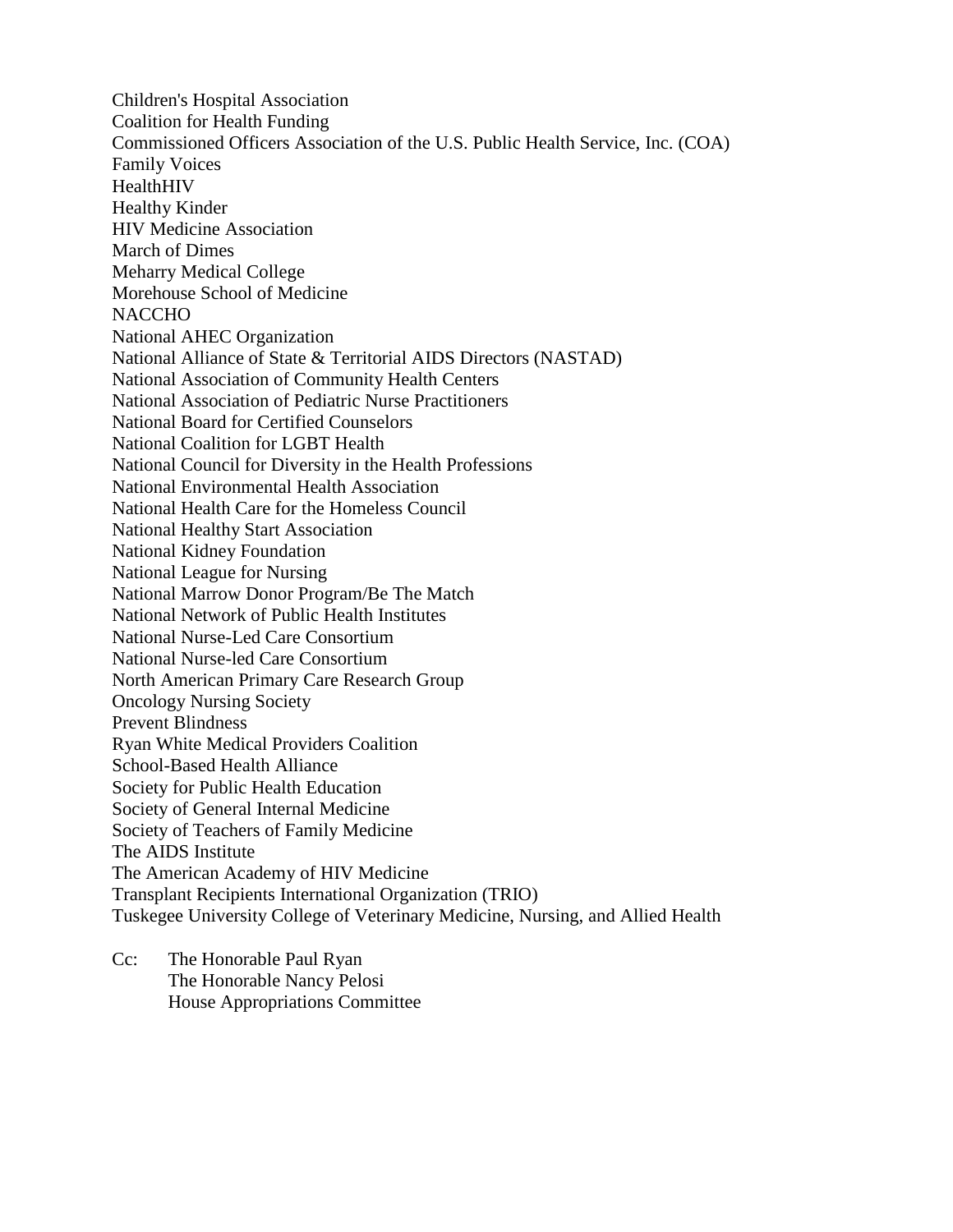Children's Hospital Association
Coalition for Health Funding
Commissioned Officers Association of the U.S. Public Health Service, Inc. (COA)
Family Voices
HealthHIV
Healthy Kinder
HIV Medicine Association
March of Dimes
Meharry Medical College
Morehouse School of Medicine
NACCHO
National AHEC Organization
National Alliance of State & Territorial AIDS Directors (NASTAD)
National Association of Community Health Centers
National Association of Pediatric Nurse Practitioners
National Board for Certified Counselors
National Coalition for LGBT Health
National Council for Diversity in the Health Professions
National Environmental Health Association
National Health Care for the Homeless Council
National Healthy Start Association
National Kidney Foundation
National League for Nursing
National Marrow Donor Program/Be The Match
National Network of Public Health Institutes
National Nurse-Led Care Consortium
National Nurse-led Care Consortium
North American Primary Care Research Group
Oncology Nursing Society
Prevent Blindness
Ryan White Medical Providers Coalition
School-Based Health Alliance
Society for Public Health Education
Society of General Internal Medicine
Society of Teachers of Family Medicine
The AIDS Institute
The American Academy of HIV Medicine
Transplant Recipients International Organization (TRIO)
Tuskegee University College of Veterinary Medicine, Nursing, and Allied Health

Cc: The Honorable Paul Ryan
The Honorable Nancy Pelosi
House Appropriations Committee